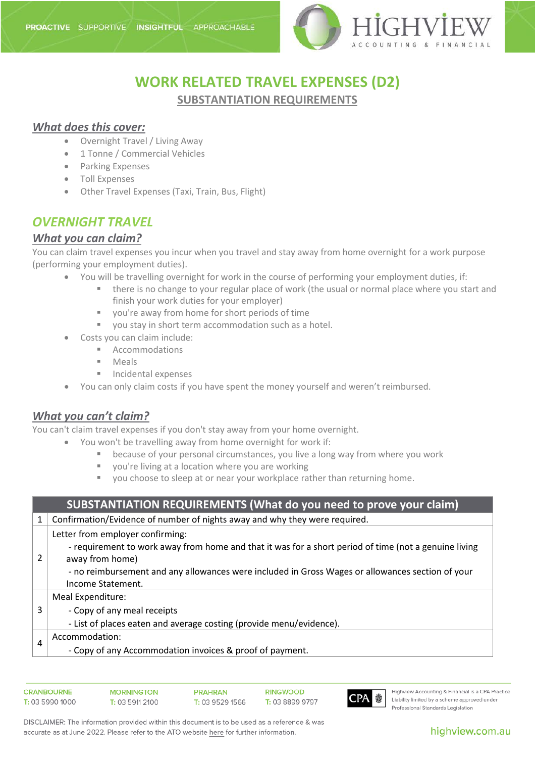# WORK RELATED TRAVEL EXPENSES (D2)

## SUBSTANTIATION REQUIREMENTS

### *What does this cover:*

- Overnight Travel / Living Away
- 1 Tonne / Commercial Vehicles
- Parking Expenses
- Toll Expenses
- Other Travel Expenses (Taxi, Train, Bus, Flight)

## *OVERNIGHT TRAVEL*

### *What you can claim?*

You can claim travel expenses you incur when you travel and stay away from home overnight for a work purpose (performing your employment duties).

- You will be travelling overnight for work in the course of performing your employment duties, if:
  - there is no change to your regular place of work (the usual or normal place where you start and finish your work duties for your employer)
  - you're away from home for short periods of time
  - you stay in short term accommodation such as a hotel.
- Costs you can claim include:
  - Accommodations
  - Meals
  - Incidental expenses
- You can only claim costs if you have spent the money yourself and weren't reimbursed.

### *What you can't claim?*

You can't claim travel expenses if you don't stay away from your home overnight.

- You won't be travelling away from home overnight for work if:
  - because of your personal circumstances, you live a long way from where you work
  - you're living at a location where you are working
  - you choose to sleep at or near your workplace rather than returning home.

| | SUBSTANTIATION REQUIREMENTS (What do you need to prove your claim) |
|---|---|
| 1 | Confirmation/Evidence of number of nights away and why they were required. |
| 2 | Letter from employer confirming:<br>- requirement to work away from home and that it was for a short period of time (not a genuine living away from home)<br>- no reimbursement and any allowances were included in Gross Wages or allowances section of your Income Statement. |
| 3 | Meal Expenditure:<br>- Copy of any meal receipts<br>- List of places eaten and average costing (provide menu/evidence). |
| 4 | Accommodation:<br>- Copy of any Accommodation invoices & proof of payment. |

DISCLAIMER: The information provided within this document is to be used as a reference & was accurate as at June 2022. Please refer to the ATO website here for further information.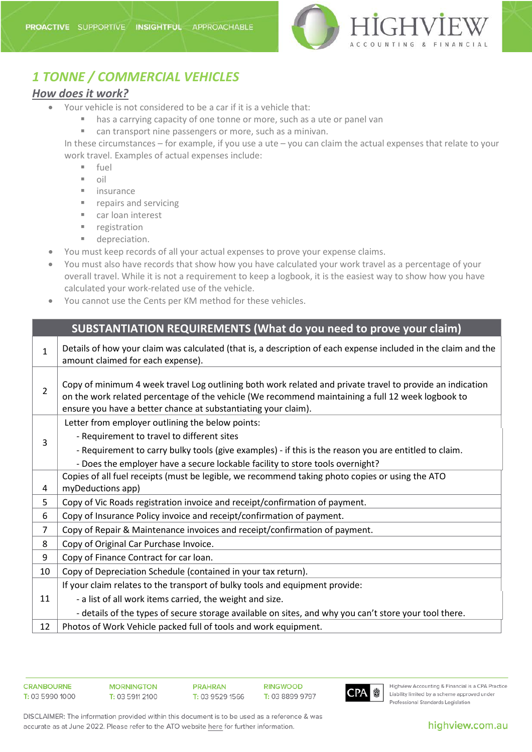## *1 TONNE / COMMERCIAL VEHICLES*

### *How does it work?*

- Your vehicle is not considered to be a car if it is a vehicle that:
  - has a carrying capacity of one tonne or more, such as a ute or panel van
  - can transport nine passengers or more, such as a minivan.

  In these circumstances – for example, if you use a ute – you can claim the actual expenses that relate to your work travel. Examples of actual expenses include:
  - fuel
  - oil
  - insurance
  - repairs and servicing
  - car loan interest
  - registration
  - depreciation.
- You must keep records of all your actual expenses to prove your expense claims.
- You must also have records that show how you have calculated your work travel as a percentage of your overall travel. While it is not a requirement to keep a logbook, it is the easiest way to show how you have calculated your work-related use of the vehicle.
- You cannot use the Cents per KM method for these vehicles.

| | SUBSTANTIATION REQUIREMENTS (What do you need to prove your claim) |
|---|---|
| 1 | Details of how your claim was calculated (that is, a description of each expense included in the claim and the amount claimed for each expense). |
| 2 | Copy of minimum 4 week travel Log outlining both work related and private travel to provide an indication on the work related percentage of the vehicle (We recommend maintaining a full 12 week logbook to ensure you have a better chance at substantiating your claim). |
| 3 | Letter from employer outlining the below points:<br>- Requirement to travel to different sites<br>- Requirement to carry bulky tools (give examples) - if this is the reason you are entitled to claim.<br>- Does the employer have a secure lockable facility to store tools overnight? |
| 4 | Copies of all fuel receipts (must be legible, we recommend taking photo copies or using the ATO myDeductions app) |
| 5 | Copy of Vic Roads registration invoice and receipt/confirmation of payment. |
| 6 | Copy of Insurance Policy invoice and receipt/confirmation of payment. |
| 7 | Copy of Repair & Maintenance invoices and receipt/confirmation of payment. |
| 8 | Copy of Original Car Purchase Invoice. |
| 9 | Copy of Finance Contract for car loan. |
| 10 | Copy of Depreciation Schedule (contained in your tax return). |
| 11 | If your claim relates to the transport of bulky tools and equipment provide:<br>- a list of all work items carried, the weight and size.<br>- details of the types of secure storage available on sites, and why you can't store your tool there. |
| 12 | Photos of Work Vehicle packed full of tools and work equipment. |

DISCLAIMER: The information provided within this document is to be used as a reference & was accurate as at June 2022. Please refer to the ATO website here for further information.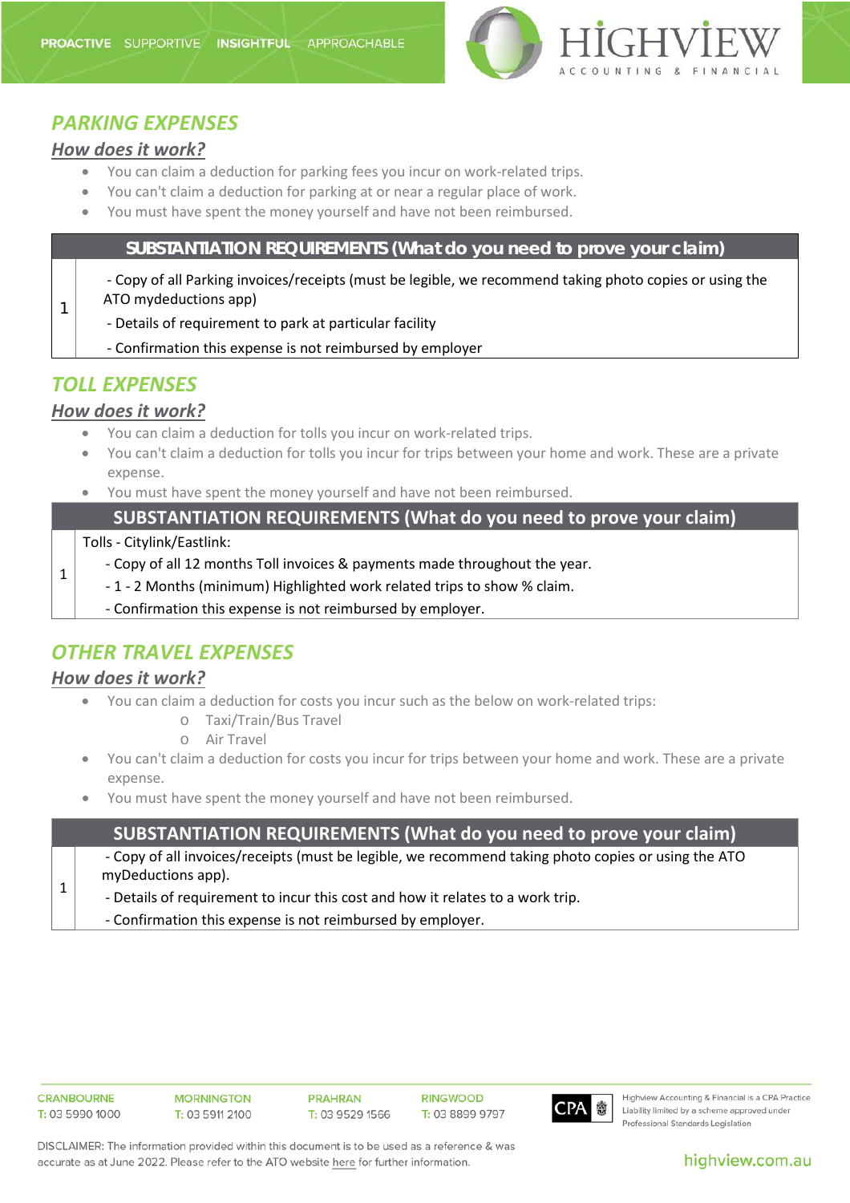## *PARKING EXPENSES*

### *How does it work?*

- You can claim a deduction for parking fees you incur on work-related trips.
- You can't claim a deduction for parking at or near a regular place of work.
- You must have spent the money yourself and have not been reimbursed.

| | SUBSTANTIATION REQUIREMENTS (What do you need to prove your claim) |
|---|---|
| 1 | - Copy of all Parking invoices/receipts (must be legible, we recommend taking photo copies or using the ATO mydeductions app)<br>- Details of requirement to park at particular facility<br>- Confirmation this expense is not reimbursed by employer |

## *TOLL EXPENSES*

### *How does it work?*

- You can claim a deduction for tolls you incur on work-related trips.
- You can't claim a deduction for tolls you incur for trips between your home and work. These are a private expense.
- You must have spent the money yourself and have not been reimbursed.

| | SUBSTANTIATION REQUIREMENTS (What do you need to prove your claim) |
|---|---|
| 1 | Tolls - Citylink/Eastlink:<br>- Copy of all 12 months Toll invoices & payments made throughout the year.<br>- 1 - 2 Months (minimum) Highlighted work related trips to show % claim.<br>- Confirmation this expense is not reimbursed by employer. |

## *OTHER TRAVEL EXPENSES*

### *How does it work?*

- You can claim a deduction for costs you incur such as the below on work-related trips:
  - Taxi/Train/Bus Travel
  - Air Travel
- You can't claim a deduction for costs you incur for trips between your home and work. These are a private expense.
- You must have spent the money yourself and have not been reimbursed.

| | SUBSTANTIATION REQUIREMENTS (What do you need to prove your claim) |
|---|---|
| 1 | - Copy of all invoices/receipts (must be legible, we recommend taking photo copies or using the ATO myDeductions app).<br>- Details of requirement to incur this cost and how it relates to a work trip.<br>- Confirmation this expense is not reimbursed by employer. |

DISCLAIMER: The information provided within this document is to be used as a reference & was accurate as at June 2022. Please refer to the ATO website here for further information.